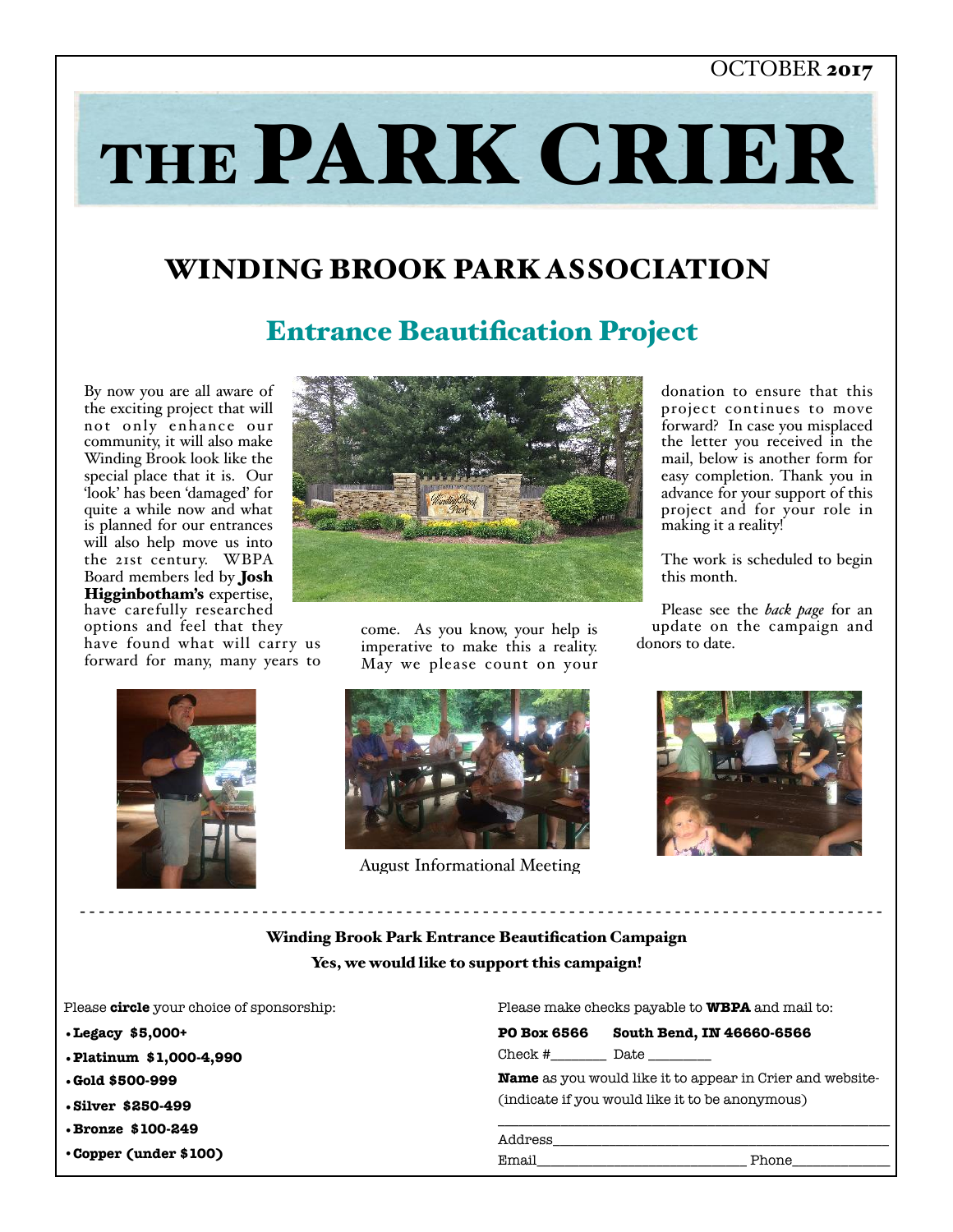OCTOBER **2017**

# THE PARK CRIER

## WINDING BROOK PARK ASSOCIATION

### Entrance Beautification Project

By now you are all aware of the exciting project that will not only enhance our community, it will also make Winding Brook look like the special place that it is. Our 'look' has been 'damaged' for quite a while now and what is planned for our entrances will also help move us into the 21st century. WBPA Board members led by **Josh Higginbotham's** expertise, have carefully researched options and feel that they have found what will carry us forward for many, many years to come. As you know, your help is imperative to make this a reality. May we please count on your donation to ensure that this project continues to move forward? In case you misplaced the letter you received in the mail, below is another form for easy completion. Thank you in advance for your support of this project and for your role in making it a reality!

The work is scheduled to begin this month.

Please see the *back page* for an update on the campaign and donors to date.

August Informational Meeting

- - - - - - - - - - - - - - - - - - - - - - - - - - - - - - - - - - - - - - - -

**Winding Brook Park Entrance Beautification Campaign**

**Yes, we would like to support this campaign!**

Please **circle** your choice of sponsorship:

- **Legacy $5,000+**
- **Platinum $1,000-4,990**
- **Gold $500-999**
- **Silver $250-499**
- **Bronze $100-249**
- **Copper (under $100)**

Please make checks payable to **WBPA** and mail to:

**PO Box 6566 South Bend, IN 46660-6566**

Check #_______ Date ________

**Name** as you would like it to appear in Crier and website-
(indicate if you would like it to be anonymous)

________________________________________

Address________________________________

Email__________________________ Phone_____________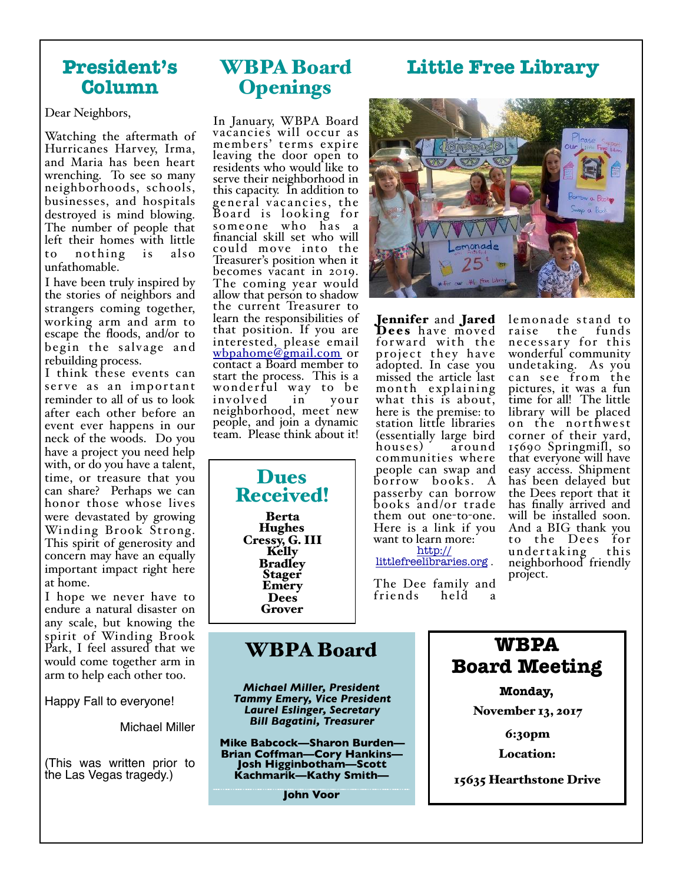## President's Column

Dear Neighbors,

Watching the aftermath of Hurricanes Harvey, Irma, and Maria has been heart wrenching. To see so many neighborhoods, schools, businesses, and hospitals destroyed is mind blowing. The number of people that left their homes with little to nothing is also unfathomable.

I have been truly inspired by the stories of neighbors and strangers coming together, working arm and arm to escape the floods, and/or to begin the salvage and rebuilding process.

I think these events can serve as an important reminder to all of us to look after each other before an event ever happens in our neck of the woods. Do you have a project you need help with, or do you have a talent, time, or treasure that you can share? Perhaps we can honor those whose lives were devastated by growing Winding Brook Strong. This spirit of generosity and concern may have an equally important impact right here at home.

I hope we never have to endure a natural disaster on any scale, but knowing the spirit of Winding Brook Park, I feel assured that we would come together arm in arm to help each other too.

Happy Fall to everyone!

Michael Miller

(This was written prior to the Las Vegas tragedy.)

## WBPA Board Openings

In January, WBPA Board vacancies will occur as members' terms expire leaving the door open to residents who would like to serve their neighborhood in this capacity. In addition to general vacancies, the Board is looking for someone who has a financial skill set who will could move into the Treasurer's position when it becomes vacant in 2019. The coming year would allow that person to shadow the current Treasurer to learn the responsibilities of that position. If you are interested, please email wbpahome@gmail.com or contact a Board member to start the process. This is a wonderful way to be involved in your neighborhood, meet new people, and join a dynamic team. Please think about it!

## Dues Received!

**Berta**
**Hughes**
**Cressy, G. III**
**Kelly**
**Bradley**
**Stager**
**Emery**
**Dees**
**Grover**

## Little Free Library

**Jennifer** and **Jared Dees** have moved forward with the project they have adopted. In case you missed the article last month explaining what this is about, here is the premise: to station little libraries (essentially large bird houses) around communities where people can swap and borrow books. A passerby can borrow books and/or trade them out one-to-one. Here is a link if you want to learn more: http://littlefreelibraries.org .

The Dee family and friends held a lemonade stand to raise the funds necessary for this wonderful community undertaking. As you can see from the pictures, it was a fun time for all! The little library will be placed on the northwest corner of their yard, 15690 Springmill, so that everyone will have easy access. Shipment has been delayed but the Dees report that it has finally arrived and will be installed soon. And a BIG thank you to the Dees for undertaking this neighborhood friendly project.

## WBPA Board

*Michael Miller, President*
*Tammy Emery, Vice President*
*Laurel Eslinger, Secretary*
*Bill Bagatini, Treasurer*

**Mike Babcock—Sharon Burden—Brian Coffman—Cory Hankins—Josh Higginbotham—Scott Kachmarik—Kathy Smith—John Voor**

## WBPA Board Meeting

**Monday,**

**November 13, 2017**

**6:30pm**

**Location:**

**15635 Hearthstone Drive**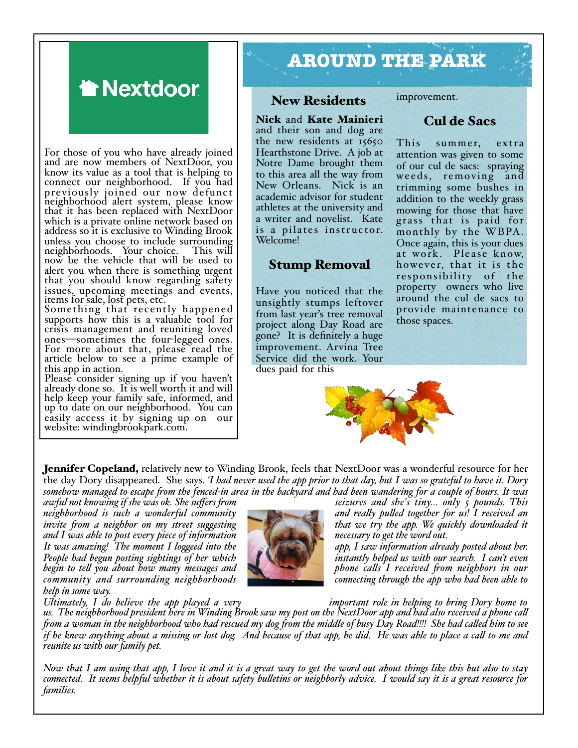# Nextdoor

For those of you who have already joined and are now members of NextDoor, you know its value as a tool that is helping to connect our neighborhood. If you had previously joined our now defunct neighborhood alert system, please know that it has been replaced with NextDoor which is a private online network based on address so it is exclusive to Winding Brook unless you choose to include surrounding neighborhoods. Your choice. This will now be the vehicle that will be used to alert you when there is something urgent that you should know regarding safety issues, upcoming meetings and events, items for sale, lost pets, etc.

Something that recently happened supports how this is a valuable tool for crisis management and reuniting loved ones—sometimes the four-legged ones. For more about that, please read the article below to see a prime example of this app in action.

Please consider signing up if you haven't already done so. It is well worth it and will help keep your family safe, informed, and up to date on our neighborhood. You can easily access it by signing up on our website: windingbrookpark.com.

# AROUND THE PARK

## New Residents

**Nick** and **Kate Mainieri** and their son and dog are the new residents at 15650 Hearthstone Drive. A job at Notre Dame brought them to this area all the way from New Orleans. Nick is an academic advisor for student athletes at the university and a writer and novelist. Kate is a pilates instructor. Welcome!

## Stump Removal

Have you noticed that the unsightly stumps leftover from last year's tree removal project along Day Road are gone? It is definitely a huge improvement. Arvina Tree Service did the work. Your dues paid for this improvement.

## Cul de Sacs

This summer, extra attention was given to some of our cul de sacs: spraying weeds, removing and trimming some bushes in addition to the weekly grass mowing for those that have grass that is paid for monthly by the WBPA. Once again, this is your dues at work. Please know, however, that it is the responsibility of the property owners who live around the cul de sacs to provide maintenance to those spaces.

**Jennifer Copeland,** relatively new to Winding Brook, feels that NextDoor was a wonderful resource for her the day Dory disappeared. She says. *'I had never used the app prior to that day, but I was so grateful to have it. Dory somehow managed to escape from the fenced-in area in the backyard and had been wandering for a couple of hours. It was awful not knowing if she was ok. She suffers from seizures and she's tiny... only 5 pounds. This neighborhood is such a wonderful community and really pulled together for us! I received an invite from a neighbor on my street suggesting that we try the app. We quickly downloaded it and I was able to post every piece of information necessary to get the word out. It was amazing! The moment I logged into the app, I saw information already posted about her. People had begun posting sightings of her which instantly helped us with our search. I can't even begin to tell you about how many messages and phone calls I received from neighbors in our community and surrounding neighborhoods connecting through the app who had been able to help in some way.*

*Ultimately, I do believe the app played a very important role in helping to bring Dory home to us. The neighborhood president here in Winding Brook saw my post on the NextDoor app and had also received a phone call from a woman in the neighborhood who had rescued my dog from the middle of busy Day Road!!!! She had called him to see if he knew anything about a missing or lost dog. And because of that app, he did. He was able to place a call to me and reunite us with our family pet.*

*Now that I am using that app, I love it and it is a great way to get the word out about things like this but also to stay connected. It seems helpful whether it is about safety bulletins or neighborly advice. I would say it is a great resource for families.*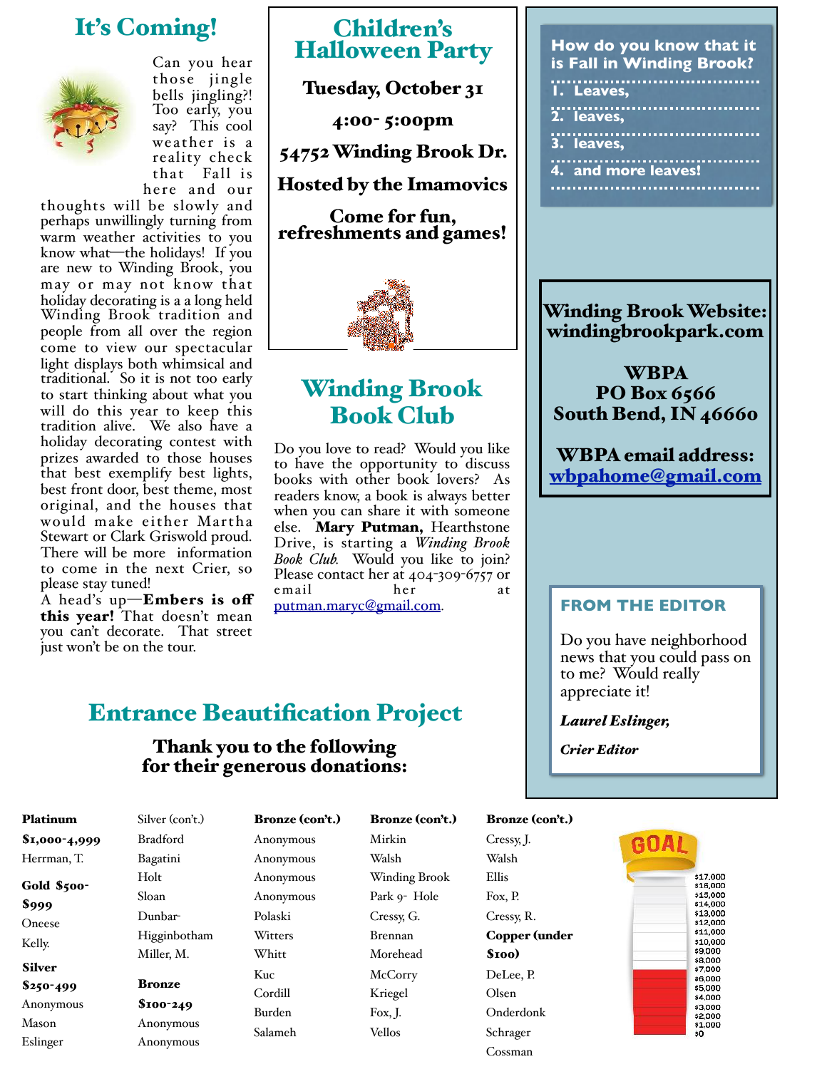## It's Coming!

Can you hear those jingle bells jingling?! Too early, you say? This cool weather is a reality check that Fall is here and our thoughts will be slowly and perhaps unwillingly turning from warm weather activities to you know what—the holidays! If you are new to Winding Brook, you may or may not know that holiday decorating is a a long held Winding Brook tradition and people from all over the region come to view our spectacular light displays both whimsical and traditional. So it is not too early to start thinking about what you will do this year to keep this tradition alive. We also have a holiday decorating contest with prizes awarded to those houses that best exemplify best lights, best front door, best theme, most original, and the houses that would make either Martha Stewart or Clark Griswold proud. There will be more information to come in the next Crier, so please stay tuned!

A head's up—**Embers is off this year!** That doesn't mean you can't decorate. That street just won't be on the tour.

## Children's Halloween Party

**Tuesday, October 31**

**4:00- 5:00pm**

**54752 Winding Brook Dr.**

**Hosted by the Imamovics**

**Come for fun, refreshments and games!**

## Winding Brook Book Club

Do you love to read? Would you like to have the opportunity to discuss books with other book lovers? As readers know, a book is always better when you can share it with someone else. **Mary Putman,** Hearthstone Drive, is starting a *Winding Brook Book Club*. Would you like to join? Please contact her at 404-309-6757 or email her at putman.maryc@gmail.com.

**How do you know that it is Fall in Winding Brook?**

1. Leaves,
2. leaves,
3. leaves,
4. and more leaves!

**Winding Brook Website: windingbrookpark.com**

**WBPA**
**PO Box 6566**
**South Bend, IN 46660**

**WBPA email address: wbpahome@gmail.com**

### FROM THE EDITOR

Do you have neighborhood news that you could pass on to me? Would really appreciate it!

***Laurel Eslinger,***

***Crier Editor***

## Entrance Beautification Project

**Thank you to the following for their generous donations:**

**Platinum $1,000-4,999**
Herrman, T.

**Gold $500-$999**
Oneese
Kelly.

**Silver $250-499**
Anonymous
Mason
Eslinger

Silver (con't.)
Bradford
Bagatini
Holt
Sloan
Dunbar-Higginbotham
Miller, M.

**Bronze $100-249**
Anonymous
Anonymous

**Bronze (con't.)**
Anonymous
Anonymous
Anonymous
Anonymous
Polaski
Witters
Whitt
Kuc
Cordill
Burden
Salameh

**Bronze (con't.)**
Mirkin
Walsh
Winding Brook Park 9- Hole
Cressy, G.
Brennan
Morehead
McCorry
Kriegel
Fox, J.
Vellos

**Bronze (con't.)**
Cressy, J.
Walsh
Ellis
Fox, P.
Cressy, R.

**Copper (under $100)**
DeLee, P.
Olsen
Onderdonk
Schrager
Cossman

GOAL
$17,000
$16,000
$15,000
$14,000
$13,000
$12,000
$11,000
$10,000
$9,000
$8,000
$7,000
$6,000
$5,000
$4,000
$3,000
$2,000
$1,000
$0